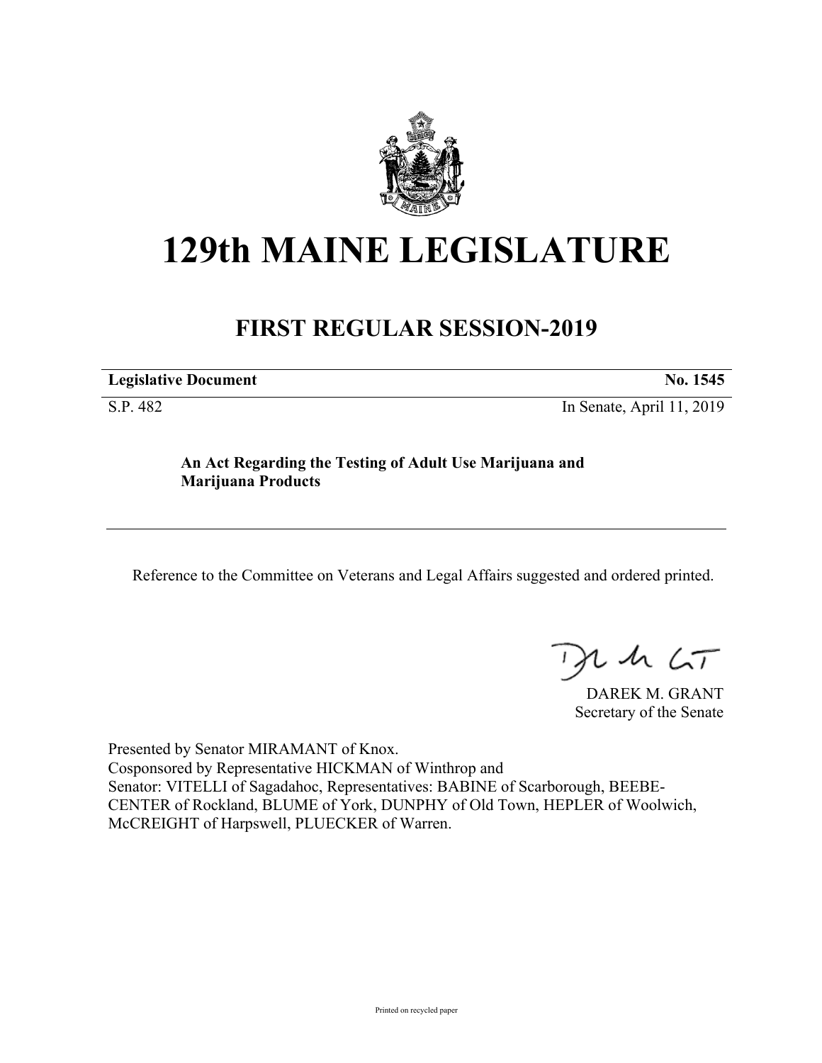# 129th MAINE LEGISLATURE

## FIRST REGULAR SESSION-2019

| **Legislative Document** | **No. 1545** |
|---|---|
| S.P. 482 | In Senate, April 11, 2019 |

**An Act Regarding the Testing of Adult Use Marijuana and Marijuana Products**

Reference to the Committee on Veterans and Legal Affairs suggested and ordered printed.

DAREK M. GRANT
Secretary of the Senate

Presented by Senator MIRAMANT of Knox.
Cosponsored by Representative HICKMAN of Winthrop and
Senator: VITELLI of Sagadahoc, Representatives: BABINE of Scarborough, BEEBE-CENTER of Rockland, BLUME of York, DUNPHY of Old Town, HEPLER of Woolwich, McCREIGHT of Harpswell, PLUECKER of Warren.

Printed on recycled paper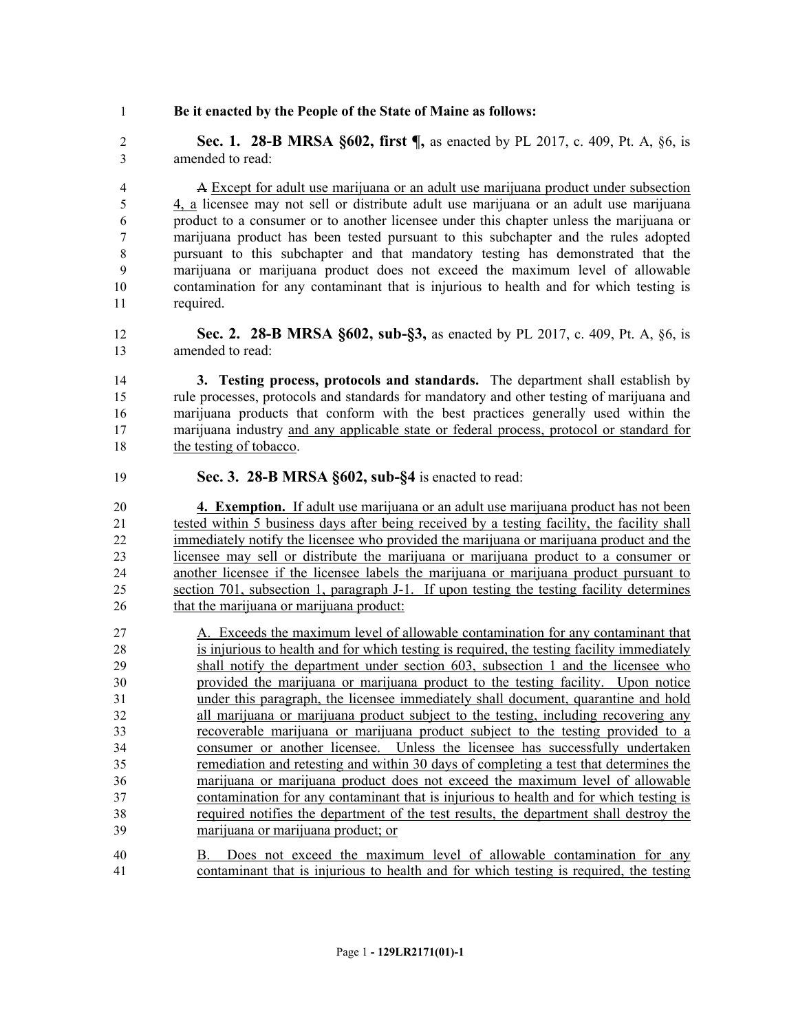**Be it enacted by the People of the State of Maine as follows:**

**Sec. 1. 28-B MRSA §602, first ¶,** as enacted by PL 2017, c. 409, Pt. A, §6, is amended to read:

~~A~~ Except for adult use marijuana or an adult use marijuana product under subsection 4, a licensee may not sell or distribute adult use marijuana or an adult use marijuana product to a consumer or to another licensee under this chapter unless the marijuana or marijuana product has been tested pursuant to this subchapter and the rules adopted pursuant to this subchapter and that mandatory testing has demonstrated that the marijuana or marijuana product does not exceed the maximum level of allowable contamination for any contaminant that is injurious to health and for which testing is required.

**Sec. 2. 28-B MRSA §602, sub-§3,** as enacted by PL 2017, c. 409, Pt. A, §6, is amended to read:

**3. Testing process, protocols and standards.** The department shall establish by rule processes, protocols and standards for mandatory and other testing of marijuana and marijuana products that conform with the best practices generally used within the marijuana industry and any applicable state or federal process, protocol or standard for the testing of tobacco.

**Sec. 3. 28-B MRSA §602, sub-§4** is enacted to read:

**4. Exemption.** If adult use marijuana or an adult use marijuana product has not been tested within 5 business days after being received by a testing facility, the facility shall immediately notify the licensee who provided the marijuana or marijuana product and the licensee may sell or distribute the marijuana or marijuana product to a consumer or another licensee if the licensee labels the marijuana or marijuana product pursuant to section 701, subsection 1, paragraph J-1. If upon testing the testing facility determines that the marijuana or marijuana product:

A. Exceeds the maximum level of allowable contamination for any contaminant that is injurious to health and for which testing is required, the testing facility immediately shall notify the department under section 603, subsection 1 and the licensee who provided the marijuana or marijuana product to the testing facility. Upon notice under this paragraph, the licensee immediately shall document, quarantine and hold all marijuana or marijuana product subject to the testing, including recovering any recoverable marijuana or marijuana product subject to the testing provided to a consumer or another licensee. Unless the licensee has successfully undertaken remediation and retesting and within 30 days of completing a test that determines the marijuana or marijuana product does not exceed the maximum level of allowable contamination for any contaminant that is injurious to health and for which testing is required notifies the department of the test results, the department shall destroy the marijuana or marijuana product; or

B. Does not exceed the maximum level of allowable contamination for any contaminant that is injurious to health and for which testing is required, the testing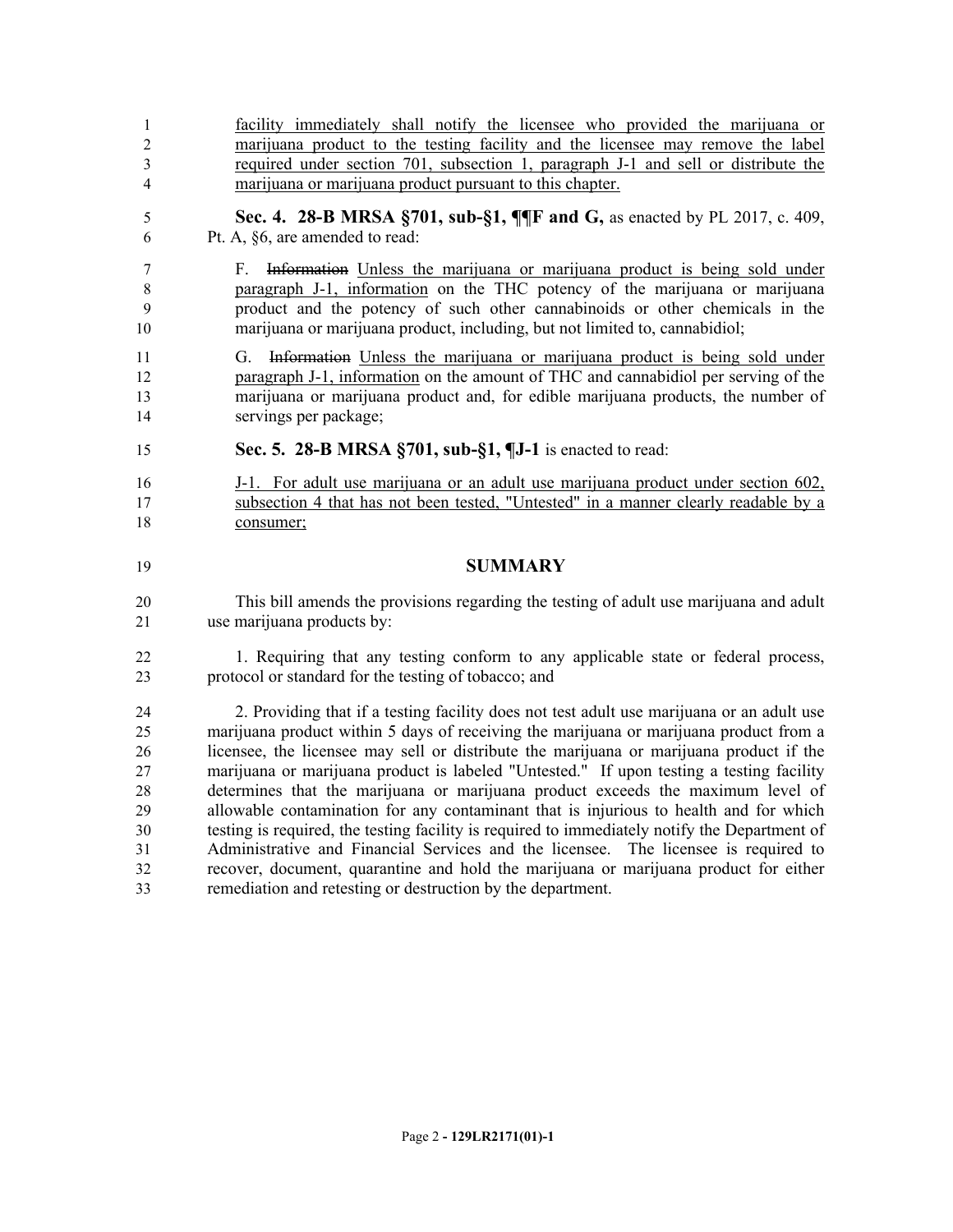facility immediately shall notify the licensee who provided the marijuana or marijuana product to the testing facility and the licensee may remove the label required under section 701, subsection 1, paragraph J-1 and sell or distribute the marijuana or marijuana product pursuant to this chapter.

**Sec. 4. 28-B MRSA §701, sub-§1, ¶¶F and G,** as enacted by PL 2017, c. 409, Pt. A, §6, are amended to read:

F. ~~Information~~ Unless the marijuana or marijuana product is being sold under paragraph J-1, information on the THC potency of the marijuana or marijuana product and the potency of such other cannabinoids or other chemicals in the marijuana or marijuana product, including, but not limited to, cannabidiol;

G. ~~Information~~ Unless the marijuana or marijuana product is being sold under paragraph J-1, information on the amount of THC and cannabidiol per serving of the marijuana or marijuana product and, for edible marijuana products, the number of servings per package;

**Sec. 5. 28-B MRSA §701, sub-§1, ¶J-1** is enacted to read:

J-1. For adult use marijuana or an adult use marijuana product under section 602, subsection 4 that has not been tested, "Untested" in a manner clearly readable by a consumer;

## SUMMARY

This bill amends the provisions regarding the testing of adult use marijuana and adult use marijuana products by:

1. Requiring that any testing conform to any applicable state or federal process, protocol or standard for the testing of tobacco; and

2. Providing that if a testing facility does not test adult use marijuana or an adult use marijuana product within 5 days of receiving the marijuana or marijuana product from a licensee, the licensee may sell or distribute the marijuana or marijuana product if the marijuana or marijuana product is labeled "Untested." If upon testing a testing facility determines that the marijuana or marijuana product exceeds the maximum level of allowable contamination for any contaminant that is injurious to health and for which testing is required, the testing facility is required to immediately notify the Department of Administrative and Financial Services and the licensee. The licensee is required to recover, document, quarantine and hold the marijuana or marijuana product for either remediation and retesting or destruction by the department.